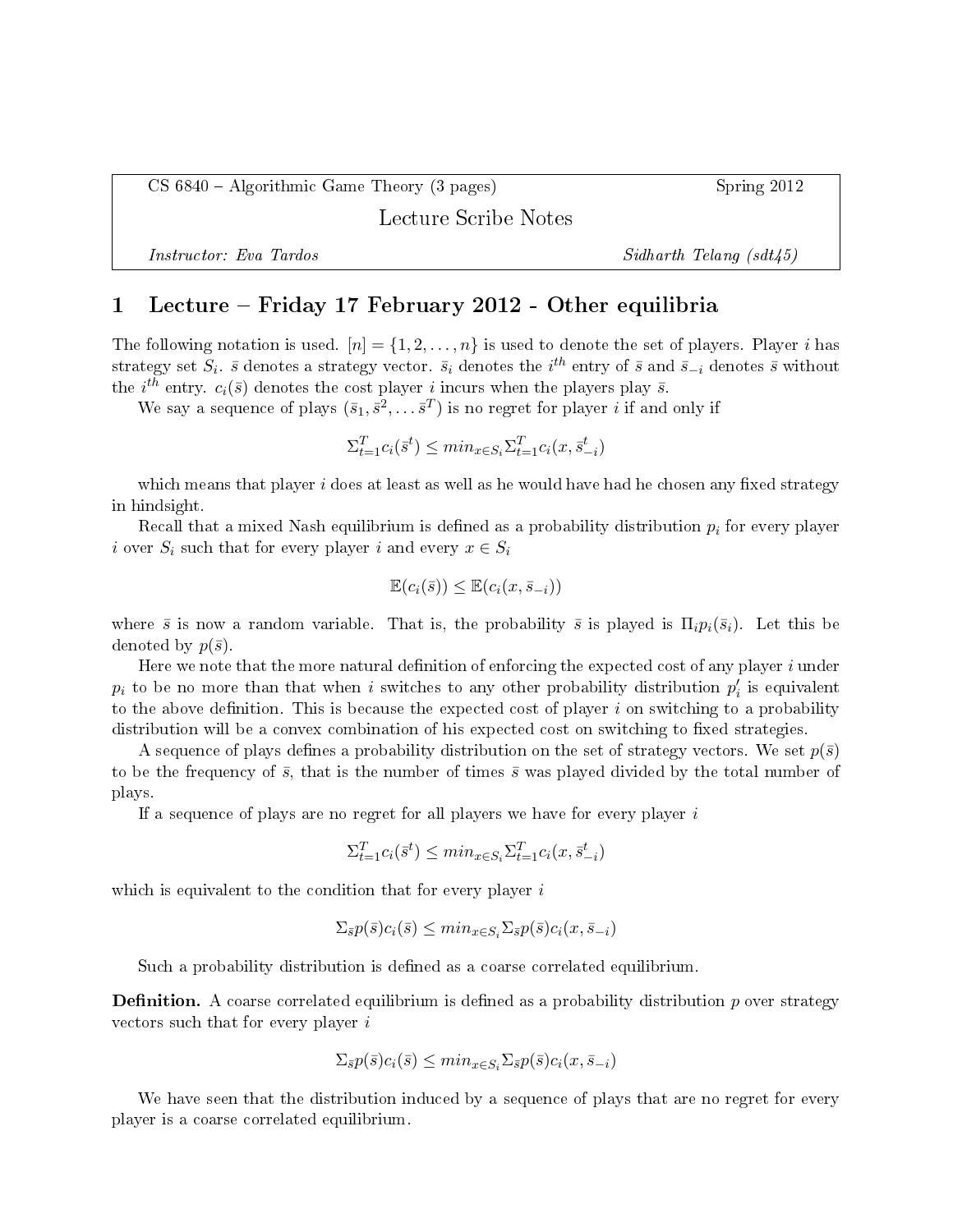CS 6840 – Algorithmic Game Theory (3 pages) | Spring 2012

Lecture Scribe Notes

*Instructor: Eva Tardos* | *Sidharth Telang (sdt45)*

# 1 Lecture – Friday 17 February 2012 - Other equilibria

The following notation is used. $[n] = \{1, 2, \ldots, n\}$ is used to denote the set of players. Player $i$ has strategy set $S_i$. $\bar{s}$ denotes a strategy vector. $\bar{s}_i$ denotes the $i^{th}$ entry of $\bar{s}$ and $\bar{s}_{-i}$ denotes $\bar{s}$ without the $i^{th}$ entry. $c_i(\bar{s})$ denotes the cost player $i$ incurs when the players play $\bar{s}$.

We say a sequence of plays $(\bar{s}_1, \bar{s}^2, \ldots \bar{s}^T)$ is no regret for player $i$ if and only if

$$\Sigma_{t=1}^{T} c_i(\bar{s}^t) \leq min_{x \in S_i} \Sigma_{t=1}^{T} c_i(x, \bar{s}_{-i}^t)$$

which means that player $i$ does at least as well as he would have had he chosen any fixed strategy in hindsight.

Recall that a mixed Nash equilibrium is defined as a probability distribution $p_i$ for every player $i$ over $S_i$ such that for every player $i$ and every $x \in S_i$

$$\mathbb{E}(c_i(\bar{s})) \leq \mathbb{E}(c_i(x, \bar{s}_{-i}))$$

where $\bar{s}$ is now a random variable. That is, the probability $\bar{s}$ is played is $\Pi_i p_i(\bar{s}_i)$. Let this be denoted by $p(\bar{s})$.

Here we note that the more natural definition of enforcing the expected cost of any player $i$ under $p_i$ to be no more than that when $i$ switches to any other probability distribution $p_i'$ is equivalent to the above definition. This is because the expected cost of player $i$ on switching to a probability distribution will be a convex combination of his expected cost on switching to fixed strategies.

A sequence of plays defines a probability distribution on the set of strategy vectors. We set $p(\bar{s})$ to be the frequency of $\bar{s}$, that is the number of times $\bar{s}$ was played divided by the total number of plays.

If a sequence of plays are no regret for all players we have for every player $i$

$$\Sigma_{t=1}^{T} c_i(\bar{s}^t) \leq min_{x \in S_i} \Sigma_{t=1}^{T} c_i(x, \bar{s}_{-i}^t)$$

which is equivalent to the condition that for every player $i$

$$\Sigma_{\bar{s}} p(\bar{s}) c_i(\bar{s}) \leq min_{x \in S_i} \Sigma_{\bar{s}} p(\bar{s}) c_i(x, \bar{s}_{-i})$$

Such a probability distribution is defined as a coarse correlated equilibrium.

**Definition.** A coarse correlated equilibrium is defined as a probability distribution $p$ over strategy vectors such that for every player $i$

$$\Sigma_{\bar{s}} p(\bar{s}) c_i(\bar{s}) \leq min_{x \in S_i} \Sigma_{\bar{s}} p(\bar{s}) c_i(x, \bar{s}_{-i})$$

We have seen that the distribution induced by a sequence of plays that are no regret for every player is a coarse correlated equilibrium.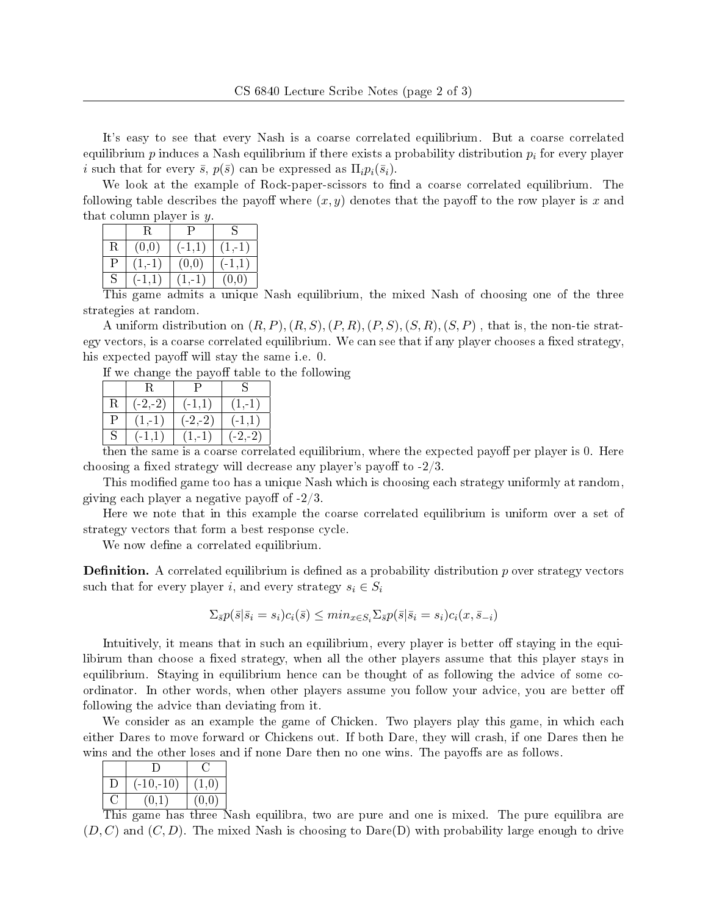It's easy to see that every Nash is a coarse correlated equilibrium. But a coarse correlated equilibrium $p$ induces a Nash equilibrium if there exists a probability distribution $p_i$ for every player $i$ such that for every $\bar{s}$, $p(\bar{s})$ can be expressed as $\Pi_i p_i(\bar{s}_i)$.

We look at the example of Rock-paper-scissors to find a coarse correlated equilibrium. The following table describes the payoff where $(x, y)$ denotes that the payoff to the row player is $x$ and that column player is $y$.

| | R | P | S |
|---|---|---|---|
| R | (0,0) | (-1,1) | (1,-1) |
| P | (1,-1) | (0,0) | (-1,1) |
| S | (-1,1) | (1,-1) | (0,0) |

This game admits a unique Nash equilibrium, the mixed Nash of choosing one of the three strategies at random.

A uniform distribution on $(R, P), (R, S), (P, R), (P, S), (S, R), (S, P)$ , that is, the non-tie strategy vectors, is a coarse correlated equilibrium. We can see that if any player chooses a fixed strategy, his expected payoff will stay the same i.e. 0.

If we change the payoff table to the following

| | R | P | S |
|---|---|---|---|
| R | (-2,-2) | (-1,1) | (1,-1) |
| P | (1,-1) | (-2,-2) | (-1,1) |
| S | (-1,1) | (1,-1) | (-2,-2) |

then the same is a coarse correlated equilibrium, where the expected payoff per player is 0. Here choosing a fixed strategy will decrease any player's payoff to -2/3.

This modified game too has a unique Nash which is choosing each strategy uniformly at random, giving each player a negative payoff of -2/3.

Here we note that in this example the coarse correlated equilibrium is uniform over a set of strategy vectors that form a best response cycle.

We now define a correlated equilibrium.

**Definition.** A correlated equilibrium is defined as a probability distribution $p$ over strategy vectors such that for every player $i$, and every strategy $s_i \in S_i$

$$\Sigma_{\bar{s}} p(\bar{s}|\bar{s}_i = s_i) c_i(\bar{s}) \leq min_{x \in S_i} \Sigma_{\bar{s}} p(\bar{s}|\bar{s}_i = s_i) c_i(x, \bar{s}_{-i})$$

Intuitively, it means that in such an equilibrium, every player is better off staying in the equilibirum than choose a fixed strategy, when all the other players assume that this player stays in equilibrium. Staying in equilibrium hence can be thought of as following the advice of some coordinator. In other words, when other players assume you follow your advice, you are better off following the advice than deviating from it.

We consider as an example the game of Chicken. Two players play this game, in which each either Dares to move forward or Chickens out. If both Dare, they will crash, if one Dares then he wins and the other loses and if none Dare then no one wins. The payoffs are as follows.

| | D | C |
|---|---|---|
| D | (-10,-10) | (1,0) |
| C | (0,1) | (0,0) |

This game has three Nash equilibra, two are pure and one is mixed. The pure equilibra are $(D, C)$ and $(C, D)$. The mixed Nash is choosing to Dare(D) with probability large enough to drive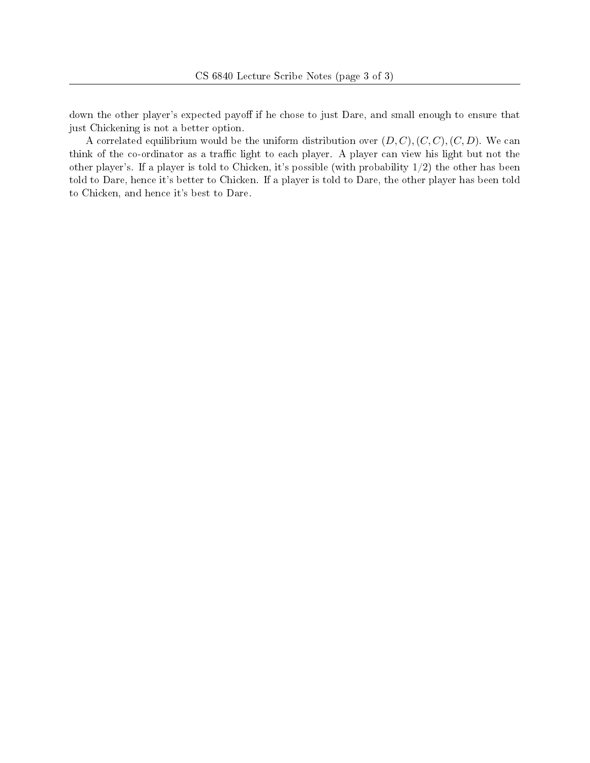down the other player's expected payoff if he chose to just Dare, and small enough to ensure that just Chickening is not a better option.

A correlated equilibrium would be the uniform distribution over $(D, C), (C, C), (C, D)$. We can think of the co-ordinator as a traffic light to each player. A player can view his light but not the other player's. If a player is told to Chicken, it's possible (with probability $1/2$) the other has been told to Dare, hence it's better to Chicken. If a player is told to Dare, the other player has been told to Chicken, and hence it's best to Dare.